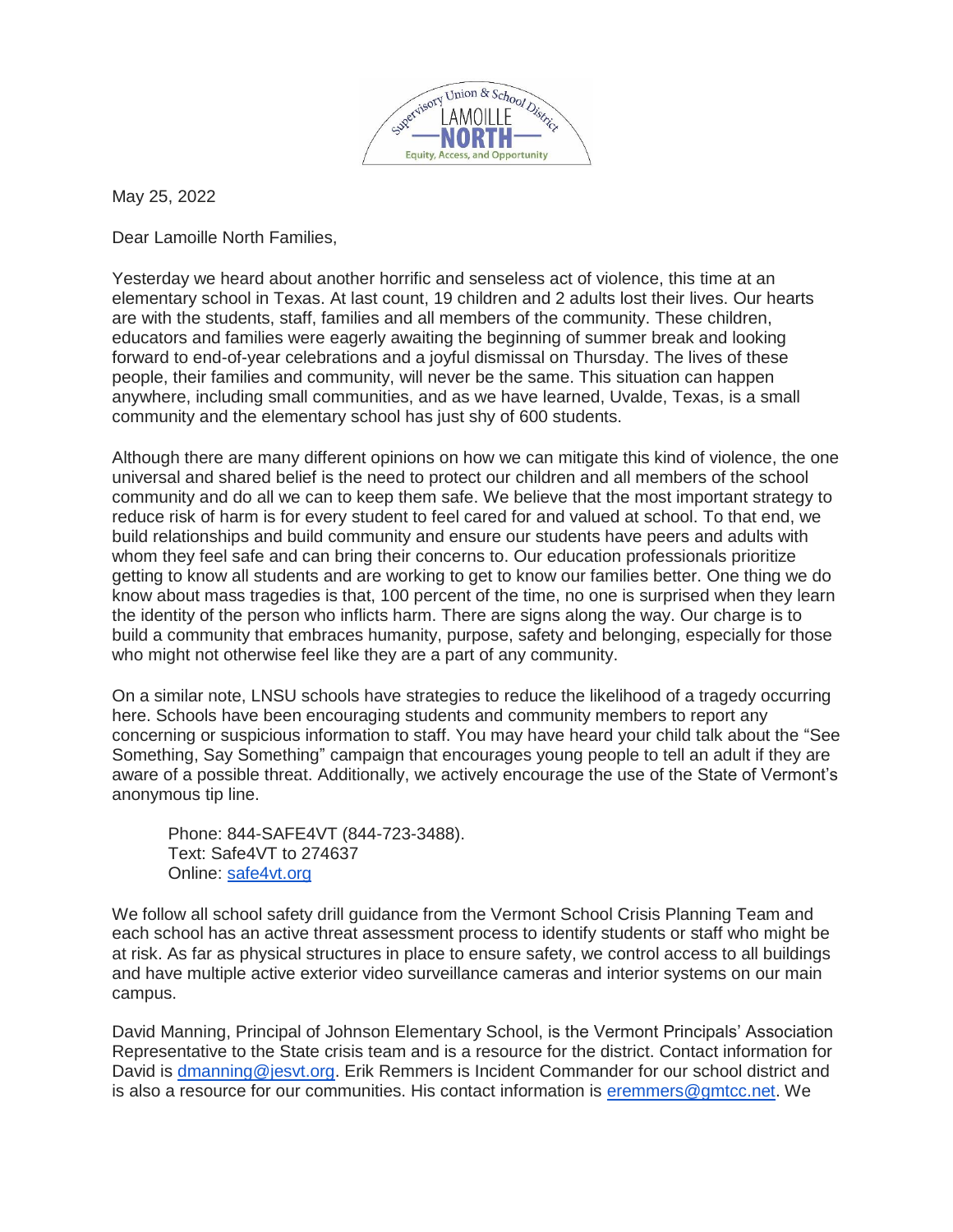May 25, 2022

Dear Lamoille North Families,

Yesterday we heard about another horrific and senseless act of violence, this time at an elementary school in Texas. At last count, 19 children and 2 adults lost their lives. Our hearts are with the students, staff, families and all members of the community. These children, educators and families were eagerly awaiting the beginning of summer break and looking forward to end-of-year celebrations and a joyful dismissal on Thursday. The lives of these people, their families and community, will never be the same. This situation can happen anywhere, including small communities, and as we have learned, Uvalde, Texas, is a small community and the elementary school has just shy of 600 students.

Although there are many different opinions on how we can mitigate this kind of violence, the one universal and shared belief is the need to protect our children and all members of the school community and do all we can to keep them safe. We believe that the most important strategy to reduce risk of harm is for every student to feel cared for and valued at school. To that end, we build relationships and build community and ensure our students have peers and adults with whom they feel safe and can bring their concerns to. Our education professionals prioritize getting to know all students and are working to get to know our families better. One thing we do know about mass tragedies is that, 100 percent of the time, no one is surprised when they learn the identity of the person who inflicts harm. There are signs along the way. Our charge is to build a community that embraces humanity, purpose, safety and belonging, especially for those who might not otherwise feel like they are a part of any community.

On a similar note, LNSU schools have strategies to reduce the likelihood of a tragedy occurring here. Schools have been encouraging students and community members to report any concerning or suspicious information to staff. You may have heard your child talk about the "See Something, Say Something" campaign that encourages young people to tell an adult if they are aware of a possible threat. Additionally, we actively encourage the use of the State of Vermont's anonymous tip line.

> Phone: 844-SAFE4VT (844-723-3488).
> Text: Safe4VT to 274637
> Online: [safe4vt.org](safe4vt.org)

We follow all school safety drill guidance from the Vermont School Crisis Planning Team and each school has an active threat assessment process to identify students or staff who might be at risk. As far as physical structures in place to ensure safety, we control access to all buildings and have multiple active exterior video surveillance cameras and interior systems on our main campus.

David Manning, Principal of Johnson Elementary School, is the Vermont Principals' Association Representative to the State crisis team and is a resource for the district. Contact information for David is [dmanning@jesvt.org](mailto:dmanning@jesvt.org). Erik Remmers is Incident Commander for our school district and is also a resource for our communities. His contact information is [eremmers@gmtcc.net](mailto:eremmers@gmtcc.net). We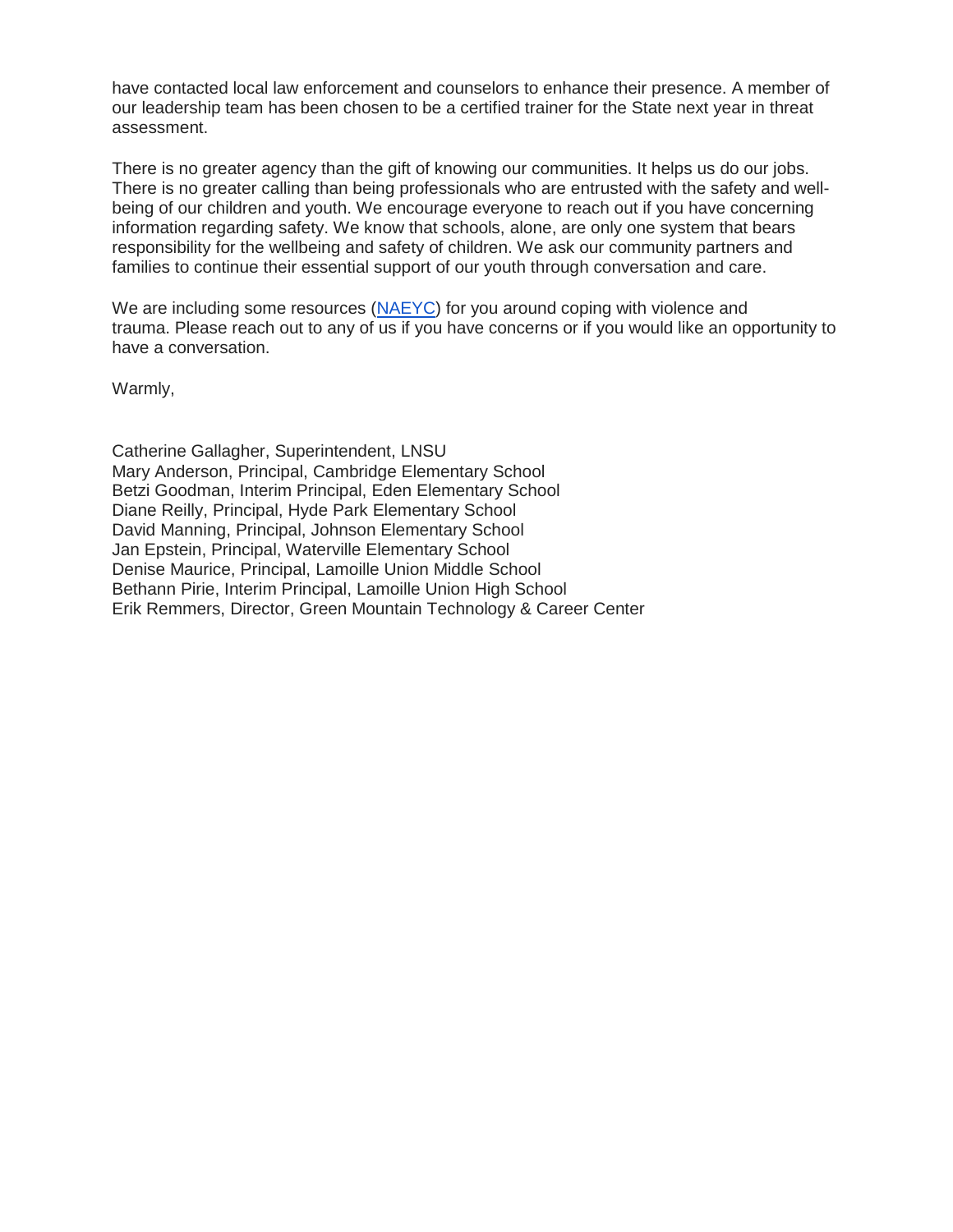have contacted local law enforcement and counselors to enhance their presence. A member of our leadership team has been chosen to be a certified trainer for the State next year in threat assessment.

There is no greater agency than the gift of knowing our communities. It helps us do our jobs. There is no greater calling than being professionals who are entrusted with the safety and well-being of our children and youth. We encourage everyone to reach out if you have concerning information regarding safety. We know that schools, alone, are only one system that bears responsibility for the wellbeing and safety of children. We ask our community partners and families to continue their essential support of our youth through conversation and care.

We are including some resources (NAEYC) for you around coping with violence and trauma. Please reach out to any of us if you have concerns or if you would like an opportunity to have a conversation.

Warmly,

Catherine Gallagher, Superintendent, LNSU
Mary Anderson, Principal, Cambridge Elementary School
Betzi Goodman, Interim Principal, Eden Elementary School
Diane Reilly, Principal, Hyde Park Elementary School
David Manning, Principal, Johnson Elementary School
Jan Epstein, Principal, Waterville Elementary School
Denise Maurice, Principal, Lamoille Union Middle School
Bethann Pirie, Interim Principal, Lamoille Union High School
Erik Remmers, Director, Green Mountain Technology & Career Center